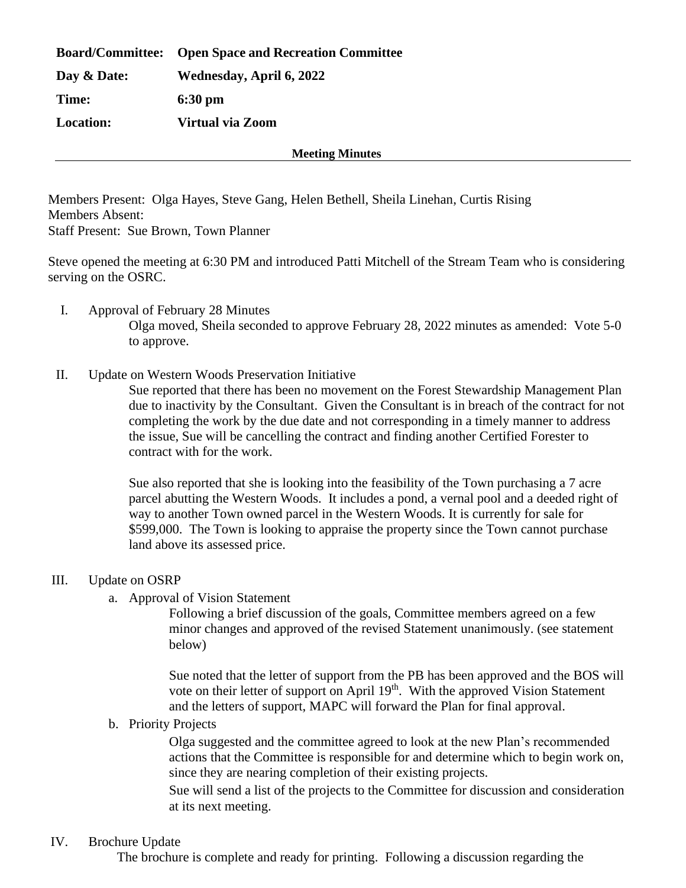**Board/Committee:** **Open Space and Recreation Committee**

**Day & Date:** **Wednesday, April 6, 2022**

**Time:** **6:30 pm**

**Location:** **Virtual via Zoom**

**Meeting Minutes**

---

Members Present: Olga Hayes, Steve Gang, Helen Bethell, Sheila Linehan, Curtis Rising
Members Absent:
Staff Present: Sue Brown, Town Planner

Steve opened the meeting at 6:30 PM and introduced Patti Mitchell of the Stream Team who is considering serving on the OSRC.

I. Approval of February 28 Minutes

Olga moved, Sheila seconded to approve February 28, 2022 minutes as amended: Vote 5-0 to approve.

II. Update on Western Woods Preservation Initiative

Sue reported that there has been no movement on the Forest Stewardship Management Plan due to inactivity by the Consultant. Given the Consultant is in breach of the contract for not completing the work by the due date and not corresponding in a timely manner to address the issue, Sue will be cancelling the contract and finding another Certified Forester to contract with for the work.

Sue also reported that she is looking into the feasibility of the Town purchasing a 7 acre parcel abutting the Western Woods. It includes a pond, a vernal pool and a deeded right of way to another Town owned parcel in the Western Woods. It is currently for sale for \$599,000. The Town is looking to appraise the property since the Town cannot purchase land above its assessed price.

III. Update on OSRP

a. Approval of Vision Statement

Following a brief discussion of the goals, Committee members agreed on a few minor changes and approved of the revised Statement unanimously. (see statement below)

Sue noted that the letter of support from the PB has been approved and the BOS will vote on their letter of support on April 19th. With the approved Vision Statement and the letters of support, MAPC will forward the Plan for final approval.

b. Priority Projects

Olga suggested and the committee agreed to look at the new Plan's recommended actions that the Committee is responsible for and determine which to begin work on, since they are nearing completion of their existing projects.

Sue will send a list of the projects to the Committee for discussion and consideration at its next meeting.

IV. Brochure Update

The brochure is complete and ready for printing. Following a discussion regarding the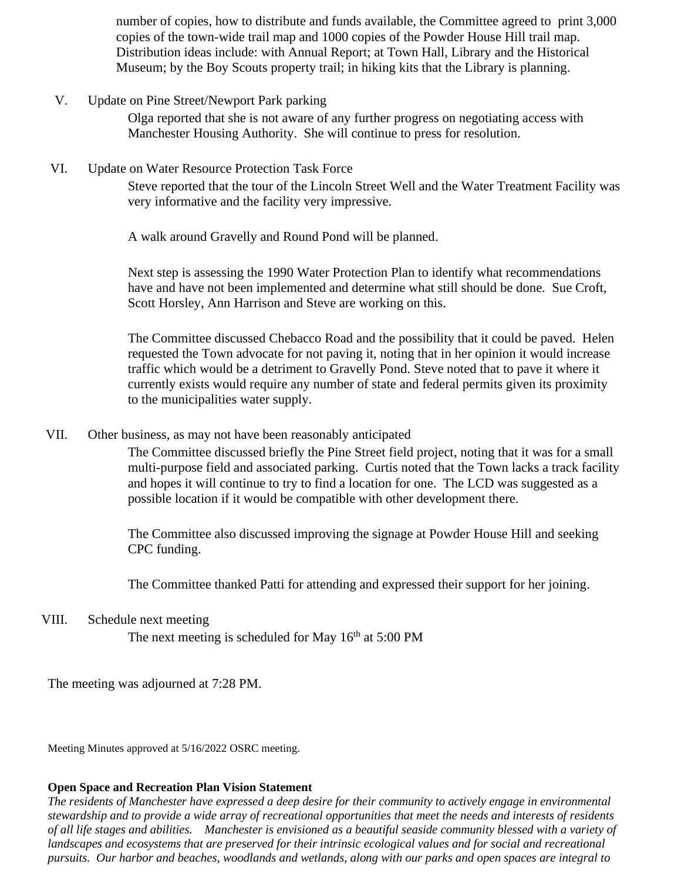number of copies, how to distribute and funds available, the Committee agreed to print 3,000 copies of the town-wide trail map and 1000 copies of the Powder House Hill trail map. Distribution ideas include: with Annual Report; at Town Hall, Library and the Historical Museum; by the Boy Scouts property trail; in hiking kits that the Library is planning.

V. Update on Pine Street/Newport Park parking

Olga reported that she is not aware of any further progress on negotiating access with Manchester Housing Authority. She will continue to press for resolution.

VI. Update on Water Resource Protection Task Force

Steve reported that the tour of the Lincoln Street Well and the Water Treatment Facility was very informative and the facility very impressive.

A walk around Gravelly and Round Pond will be planned.

Next step is assessing the 1990 Water Protection Plan to identify what recommendations have and have not been implemented and determine what still should be done. Sue Croft, Scott Horsley, Ann Harrison and Steve are working on this.

The Committee discussed Chebacco Road and the possibility that it could be paved. Helen requested the Town advocate for not paving it, noting that in her opinion it would increase traffic which would be a detriment to Gravelly Pond. Steve noted that to pave it where it currently exists would require any number of state and federal permits given its proximity to the municipalities water supply.

VII. Other business, as may not have been reasonably anticipated

The Committee discussed briefly the Pine Street field project, noting that it was for a small multi-purpose field and associated parking. Curtis noted that the Town lacks a track facility and hopes it will continue to try to find a location for one. The LCD was suggested as a possible location if it would be compatible with other development there.

The Committee also discussed improving the signage at Powder House Hill and seeking CPC funding.

The Committee thanked Patti for attending and expressed their support for her joining.

VIII. Schedule next meeting

The next meeting is scheduled for May 16th at 5:00 PM

The meeting was adjourned at 7:28 PM.

Meeting Minutes approved at 5/16/2022 OSRC meeting.

**Open Space and Recreation Plan Vision Statement**

*The residents of Manchester have expressed a deep desire for their community to actively engage in environmental stewardship and to provide a wide array of recreational opportunities that meet the needs and interests of residents of all life stages and abilities. Manchester is envisioned as a beautiful seaside community blessed with a variety of landscapes and ecosystems that are preserved for their intrinsic ecological values and for social and recreational pursuits. Our harbor and beaches, woodlands and wetlands, along with our parks and open spaces are integral to*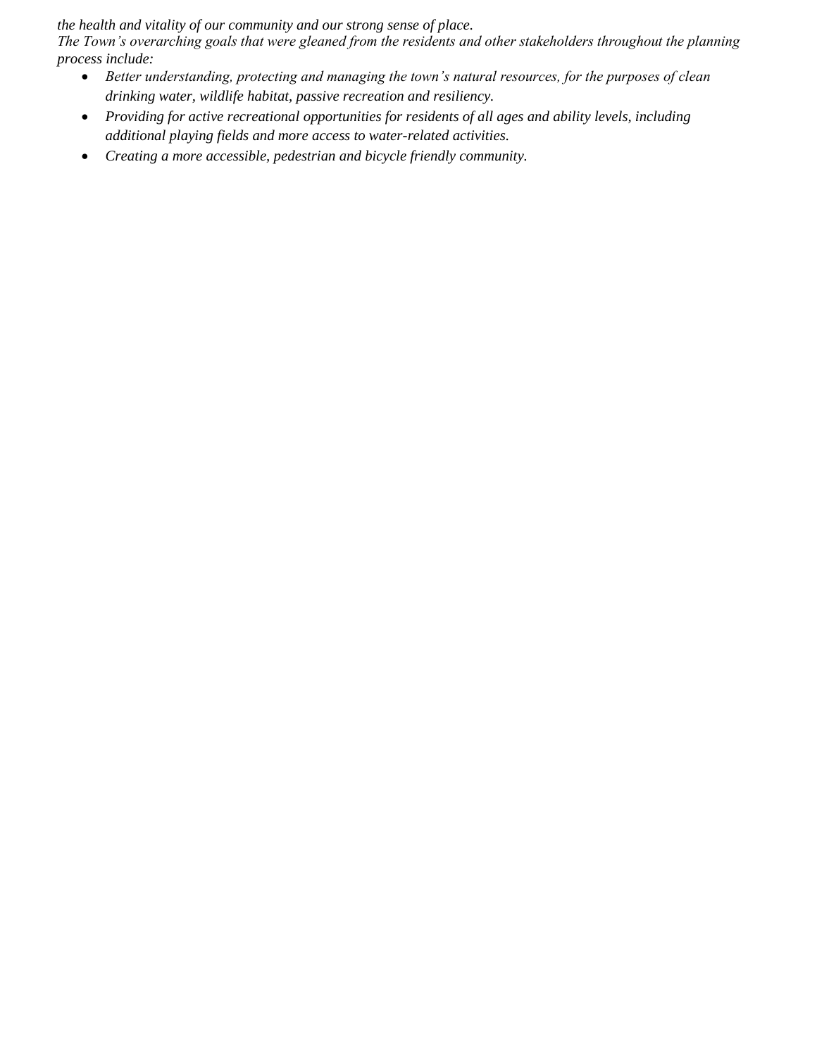*the health and vitality of our community and our strong sense of place.*

*The Town's overarching goals that were gleaned from the residents and other stakeholders throughout the planning process include:*

- *Better understanding, protecting and managing the town's natural resources, for the purposes of clean drinking water, wildlife habitat, passive recreation and resiliency.*
- *Providing for active recreational opportunities for residents of all ages and ability levels, including additional playing fields and more access to water-related activities.*
- *Creating a more accessible, pedestrian and bicycle friendly community.*